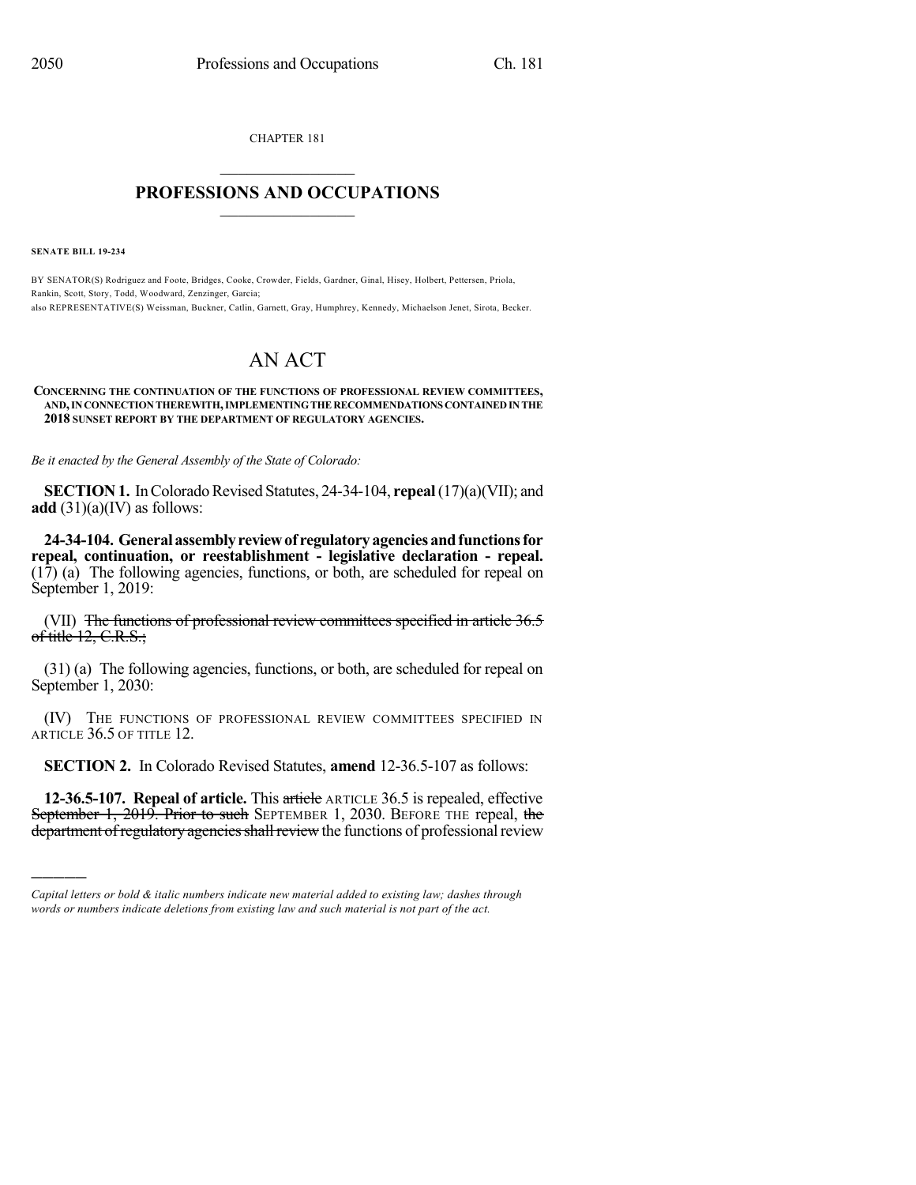CHAPTER 181

# PROFESSIONS AND OCCUPATIONS

**SENATE BILL 19-234**

BY SENATOR(S) Rodriguez and Foote, Bridges, Cooke, Crowder, Fields, Gardner, Ginal, Hisey, Holbert, Pettersen, Priola, Rankin, Scott, Story, Todd, Woodward, Zenzinger, Garcia;
also REPRESENTATIVE(S) Weissman, Buckner, Catlin, Garnett, Gray, Humphrey, Kennedy, Michaelson Jenet, Sirota, Becker.

# AN ACT

**CONCERNING THE CONTINUATION OF THE FUNCTIONS OF PROFESSIONAL REVIEW COMMITTEES, AND, IN CONNECTION THEREWITH, IMPLEMENTING THE RECOMMENDATIONS CONTAINED IN THE 2018 SUNSET REPORT BY THE DEPARTMENT OF REGULATORY AGENCIES.**

*Be it enacted by the General Assembly of the State of Colorado:*

**SECTION 1.** In Colorado Revised Statutes, 24-34-104, **repeal** (17)(a)(VII); and **add** (31)(a)(IV) as follows:

**24-34-104. General assembly review of regulatory agencies and functions for repeal, continuation, or reestablishment - legislative declaration - repeal.** (17) (a) The following agencies, functions, or both, are scheduled for repeal on September 1, 2019:

(VII) ~~The functions of professional review committees specified in article 36.5 of title 12, C.R.S.;~~

(31) (a) The following agencies, functions, or both, are scheduled for repeal on September 1, 2030:

(IV) THE FUNCTIONS OF PROFESSIONAL REVIEW COMMITTEES SPECIFIED IN ARTICLE 36.5 OF TITLE 12.

**SECTION 2.** In Colorado Revised Statutes, **amend** 12-36.5-107 as follows:

**12-36.5-107. Repeal of article.** This ~~article~~ ARTICLE 36.5 is repealed, effective ~~September 1, 2019. Prior to such~~ SEPTEMBER 1, 2030. BEFORE THE repeal, ~~the department of regulatory agencies shall review~~ the functions of professional review

---

*Capital letters or bold & italic numbers indicate new material added to existing law; dashes through words or numbers indicate deletions from existing law and such material is not part of the act.*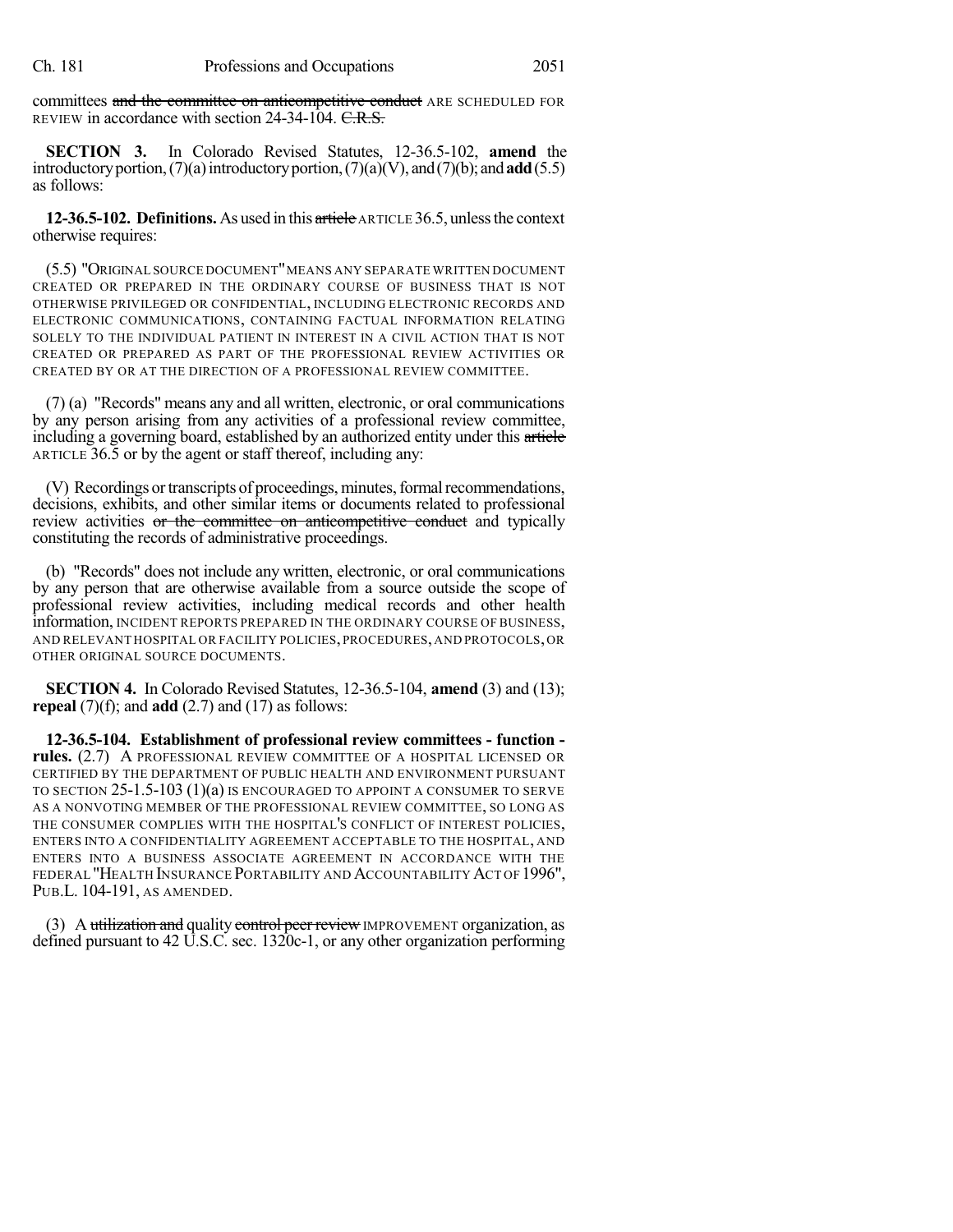committees ~~and the committee on anticompetitive conduct~~ ARE SCHEDULED FOR REVIEW in accordance with section 24-34-104. ~~C.R.S.~~

**SECTION 3.** In Colorado Revised Statutes, 12-36.5-102, **amend** the introductory portion, (7)(a) introductory portion, (7)(a)(V), and (7)(b); and **add** (5.5) as follows:

**12-36.5-102. Definitions.** As used in this ~~article~~ ARTICLE 36.5, unless the context otherwise requires:

(5.5) "ORIGINAL SOURCE DOCUMENT" MEANS ANY SEPARATE WRITTEN DOCUMENT CREATED OR PREPARED IN THE ORDINARY COURSE OF BUSINESS THAT IS NOT OTHERWISE PRIVILEGED OR CONFIDENTIAL, INCLUDING ELECTRONIC RECORDS AND ELECTRONIC COMMUNICATIONS, CONTAINING FACTUAL INFORMATION RELATING SOLELY TO THE INDIVIDUAL PATIENT IN INTEREST IN A CIVIL ACTION THAT IS NOT CREATED OR PREPARED AS PART OF THE PROFESSIONAL REVIEW ACTIVITIES OR CREATED BY OR AT THE DIRECTION OF A PROFESSIONAL REVIEW COMMITTEE.

(7) (a) "Records" means any and all written, electronic, or oral communications by any person arising from any activities of a professional review committee, including a governing board, established by an authorized entity under this ~~article~~ ARTICLE 36.5 or by the agent or staff thereof, including any:

(V) Recordings or transcripts of proceedings, minutes, formal recommendations, decisions, exhibits, and other similar items or documents related to professional review activities ~~or the committee on anticompetitive conduct~~ and typically constituting the records of administrative proceedings.

(b) "Records" does not include any written, electronic, or oral communications by any person that are otherwise available from a source outside the scope of professional review activities, including medical records and other health information, INCIDENT REPORTS PREPARED IN THE ORDINARY COURSE OF BUSINESS, AND RELEVANT HOSPITAL OR FACILITY POLICIES, PROCEDURES, AND PROTOCOLS, OR OTHER ORIGINAL SOURCE DOCUMENTS.

**SECTION 4.** In Colorado Revised Statutes, 12-36.5-104, **amend** (3) and (13); **repeal** (7)(f); and **add** (2.7) and (17) as follows:

**12-36.5-104. Establishment of professional review committees - function - rules.** (2.7) A PROFESSIONAL REVIEW COMMITTEE OF A HOSPITAL LICENSED OR CERTIFIED BY THE DEPARTMENT OF PUBLIC HEALTH AND ENVIRONMENT PURSUANT TO SECTION 25-1.5-103 (1)(a) IS ENCOURAGED TO APPOINT A CONSUMER TO SERVE AS A NONVOTING MEMBER OF THE PROFESSIONAL REVIEW COMMITTEE, SO LONG AS THE CONSUMER COMPLIES WITH THE HOSPITAL'S CONFLICT OF INTEREST POLICIES, ENTERS INTO A CONFIDENTIALITY AGREEMENT ACCEPTABLE TO THE HOSPITAL, AND ENTERS INTO A BUSINESS ASSOCIATE AGREEMENT IN ACCORDANCE WITH THE FEDERAL "HEALTH INSURANCE PORTABILITY AND ACCOUNTABILITY ACT OF 1996", PUB.L. 104-191, AS AMENDED.

(3) A ~~utilization and~~ quality ~~control peer review~~ IMPROVEMENT organization, as defined pursuant to 42 U.S.C. sec. 1320c-1, or any other organization performing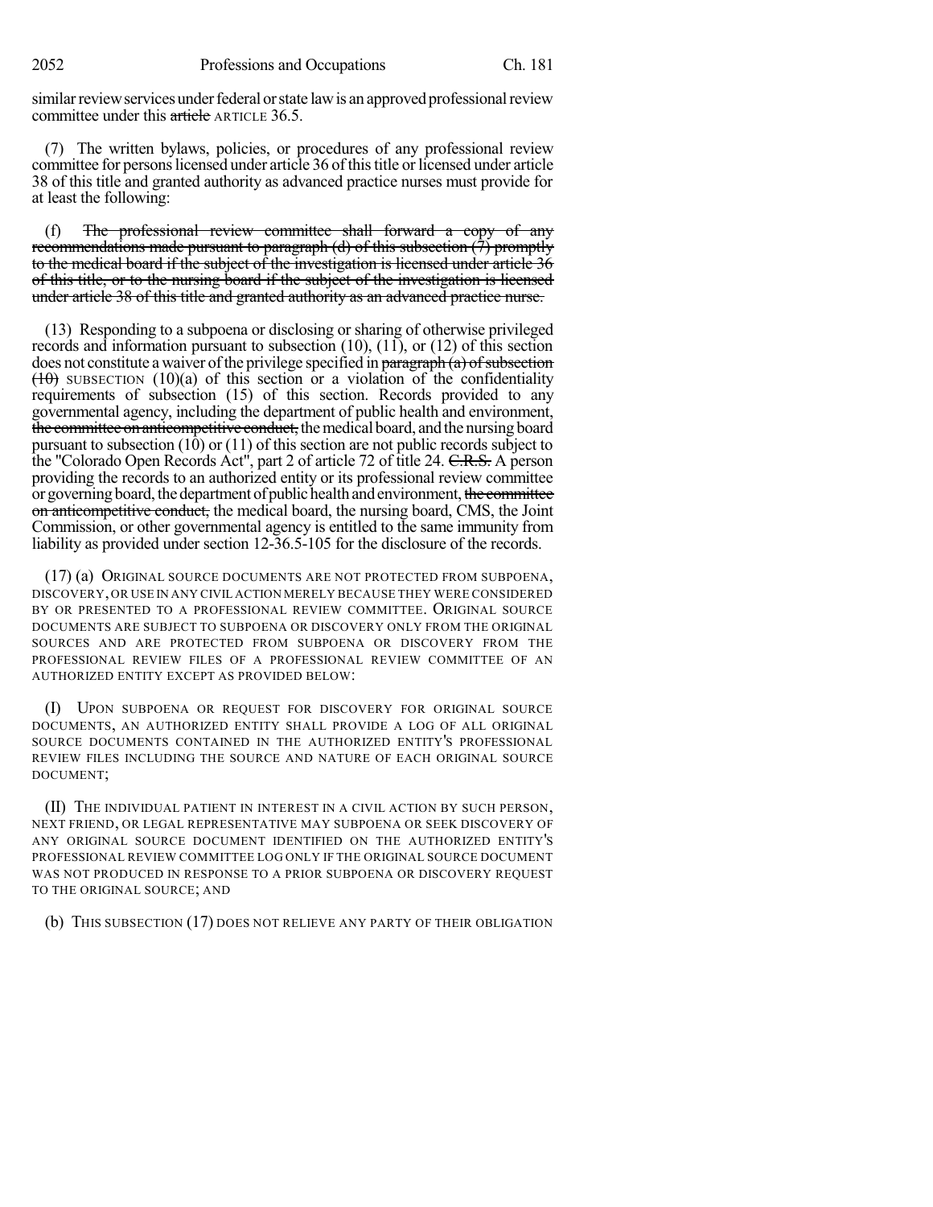similar review services under federal or state law is an approved professional review committee under this ~~article~~ ARTICLE 36.5.

(7) The written bylaws, policies, or procedures of any professional review committee for persons licensed under article 36 of this title or licensed under article 38 of this title and granted authority as advanced practice nurses must provide for at least the following:

(f) ~~The professional review committee shall forward a copy of any recommendations made pursuant to paragraph (d) of this subsection (7) promptly to the medical board if the subject of the investigation is licensed under article 36 of this title, or to the nursing board if the subject of the investigation is licensed under article 38 of this title and granted authority as an advanced practice nurse.~~

(13) Responding to a subpoena or disclosing or sharing of otherwise privileged records and information pursuant to subsection (10), (11), or (12) of this section does not constitute a waiver of the privilege specified in ~~paragraph (a) of subsection (10)~~ SUBSECTION (10)(a) of this section or a violation of the confidentiality requirements of subsection (15) of this section. Records provided to any governmental agency, including the department of public health and environment, ~~the committee on anticompetitive conduct,~~ the medical board, and the nursing board pursuant to subsection (10) or (11) of this section are not public records subject to the "Colorado Open Records Act", part 2 of article 72 of title 24. ~~C.R.S.~~ A person providing the records to an authorized entity or its professional review committee or governing board, the department of public health and environment, ~~the committee on anticompetitive conduct,~~ the medical board, the nursing board, CMS, the Joint Commission, or other governmental agency is entitled to the same immunity from liability as provided under section 12-36.5-105 for the disclosure of the records.

(17) (a) ORIGINAL SOURCE DOCUMENTS ARE NOT PROTECTED FROM SUBPOENA, DISCOVERY, OR USE IN ANY CIVIL ACTION MERELY BECAUSE THEY WERE CONSIDERED BY OR PRESENTED TO A PROFESSIONAL REVIEW COMMITTEE. ORIGINAL SOURCE DOCUMENTS ARE SUBJECT TO SUBPOENA OR DISCOVERY ONLY FROM THE ORIGINAL SOURCES AND ARE PROTECTED FROM SUBPOENA OR DISCOVERY FROM THE PROFESSIONAL REVIEW FILES OF A PROFESSIONAL REVIEW COMMITTEE OF AN AUTHORIZED ENTITY EXCEPT AS PROVIDED BELOW:

(I) UPON SUBPOENA OR REQUEST FOR DISCOVERY FOR ORIGINAL SOURCE DOCUMENTS, AN AUTHORIZED ENTITY SHALL PROVIDE A LOG OF ALL ORIGINAL SOURCE DOCUMENTS CONTAINED IN THE AUTHORIZED ENTITY'S PROFESSIONAL REVIEW FILES INCLUDING THE SOURCE AND NATURE OF EACH ORIGINAL SOURCE DOCUMENT;

(II) THE INDIVIDUAL PATIENT IN INTEREST IN A CIVIL ACTION BY SUCH PERSON, NEXT FRIEND, OR LEGAL REPRESENTATIVE MAY SUBPOENA OR SEEK DISCOVERY OF ANY ORIGINAL SOURCE DOCUMENT IDENTIFIED ON THE AUTHORIZED ENTITY'S PROFESSIONAL REVIEW COMMITTEE LOG ONLY IF THE ORIGINAL SOURCE DOCUMENT WAS NOT PRODUCED IN RESPONSE TO A PRIOR SUBPOENA OR DISCOVERY REQUEST TO THE ORIGINAL SOURCE; AND

(b) THIS SUBSECTION (17) DOES NOT RELIEVE ANY PARTY OF THEIR OBLIGATION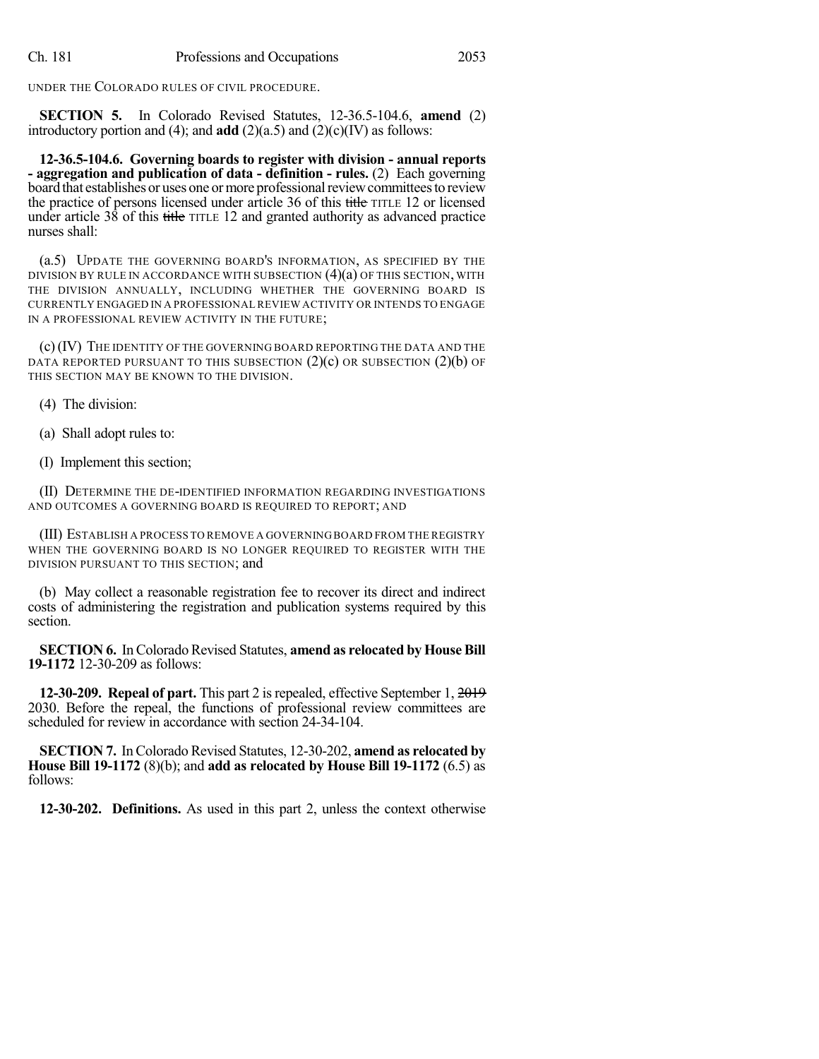UNDER THE COLORADO RULES OF CIVIL PROCEDURE.

**SECTION 5.** In Colorado Revised Statutes, 12-36.5-104.6, **amend** (2) introductory portion and (4); and **add** (2)(a.5) and (2)(c)(IV) as follows:

**12-36.5-104.6. Governing boards to register with division - annual reports - aggregation and publication of data - definition - rules.** (2) Each governing board that establishes or uses one or more professional review committees to review the practice of persons licensed under article 36 of this ~~title~~ TITLE 12 or licensed under article 38 of this ~~title~~ TITLE 12 and granted authority as advanced practice nurses shall:

(a.5) UPDATE THE GOVERNING BOARD'S INFORMATION, AS SPECIFIED BY THE DIVISION BY RULE IN ACCORDANCE WITH SUBSECTION (4)(a) OF THIS SECTION, WITH THE DIVISION ANNUALLY, INCLUDING WHETHER THE GOVERNING BOARD IS CURRENTLY ENGAGED IN A PROFESSIONAL REVIEW ACTIVITY OR INTENDS TO ENGAGE IN A PROFESSIONAL REVIEW ACTIVITY IN THE FUTURE;

(c) (IV) THE IDENTITY OF THE GOVERNING BOARD REPORTING THE DATA AND THE DATA REPORTED PURSUANT TO THIS SUBSECTION (2)(c) OR SUBSECTION (2)(b) OF THIS SECTION MAY BE KNOWN TO THE DIVISION.

(4) The division:

(a) Shall adopt rules to:

(I) Implement this section;

(II) DETERMINE THE DE-IDENTIFIED INFORMATION REGARDING INVESTIGATIONS AND OUTCOMES A GOVERNING BOARD IS REQUIRED TO REPORT; AND

(III) ESTABLISH A PROCESS TO REMOVE A GOVERNING BOARD FROM THE REGISTRY WHEN THE GOVERNING BOARD IS NO LONGER REQUIRED TO REGISTER WITH THE DIVISION PURSUANT TO THIS SECTION; and

(b) May collect a reasonable registration fee to recover its direct and indirect costs of administering the registration and publication systems required by this section.

**SECTION 6.** In Colorado Revised Statutes, **amend as relocated by House Bill 19-1172** 12-30-209 as follows:

**12-30-209. Repeal of part.** This part 2 is repealed, effective September 1, ~~2019~~ 2030. Before the repeal, the functions of professional review committees are scheduled for review in accordance with section 24-34-104.

**SECTION 7.** In Colorado Revised Statutes, 12-30-202, **amend as relocated by House Bill 19-1172** (8)(b); and **add as relocated by House Bill 19-1172** (6.5) as follows:

**12-30-202. Definitions.** As used in this part 2, unless the context otherwise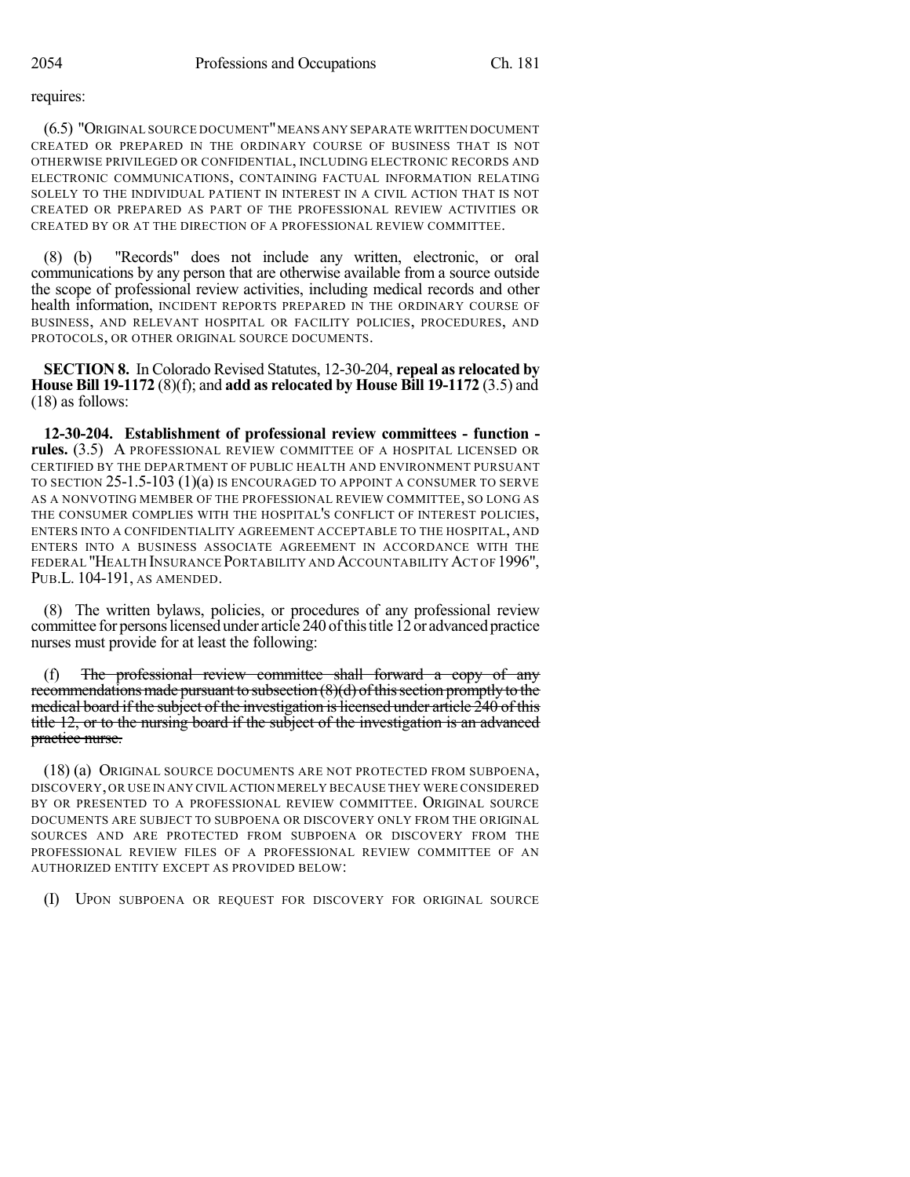requires:

(6.5) "ORIGINAL SOURCE DOCUMENT" MEANS ANY SEPARATE WRITTEN DOCUMENT CREATED OR PREPARED IN THE ORDINARY COURSE OF BUSINESS THAT IS NOT OTHERWISE PRIVILEGED OR CONFIDENTIAL, INCLUDING ELECTRONIC RECORDS AND ELECTRONIC COMMUNICATIONS, CONTAINING FACTUAL INFORMATION RELATING SOLELY TO THE INDIVIDUAL PATIENT IN INTEREST IN A CIVIL ACTION THAT IS NOT CREATED OR PREPARED AS PART OF THE PROFESSIONAL REVIEW ACTIVITIES OR CREATED BY OR AT THE DIRECTION OF A PROFESSIONAL REVIEW COMMITTEE.

(8) (b) "Records" does not include any written, electronic, or oral communications by any person that are otherwise available from a source outside the scope of professional review activities, including medical records and other health information, INCIDENT REPORTS PREPARED IN THE ORDINARY COURSE OF BUSINESS, AND RELEVANT HOSPITAL OR FACILITY POLICIES, PROCEDURES, AND PROTOCOLS, OR OTHER ORIGINAL SOURCE DOCUMENTS.

**SECTION 8.** In Colorado Revised Statutes, 12-30-204, **repeal as relocated by House Bill 19-1172** (8)(f); and **add as relocated by House Bill 19-1172** (3.5) and (18) as follows:

**12-30-204. Establishment of professional review committees - function - rules.** (3.5) A PROFESSIONAL REVIEW COMMITTEE OF A HOSPITAL LICENSED OR CERTIFIED BY THE DEPARTMENT OF PUBLIC HEALTH AND ENVIRONMENT PURSUANT TO SECTION 25-1.5-103 (1)(a) IS ENCOURAGED TO APPOINT A CONSUMER TO SERVE AS A NONVOTING MEMBER OF THE PROFESSIONAL REVIEW COMMITTEE, SO LONG AS THE CONSUMER COMPLIES WITH THE HOSPITAL'S CONFLICT OF INTEREST POLICIES, ENTERS INTO A CONFIDENTIALITY AGREEMENT ACCEPTABLE TO THE HOSPITAL, AND ENTERS INTO A BUSINESS ASSOCIATE AGREEMENT IN ACCORDANCE WITH THE FEDERAL "HEALTH INSURANCE PORTABILITY AND ACCOUNTABILITY ACT OF 1996", PUB.L. 104-191, AS AMENDED.

(8) The written bylaws, policies, or procedures of any professional review committee for persons licensed under article 240 of this title 12 or advanced practice nurses must provide for at least the following:

(f) ~~The professional review committee shall forward a copy of any recommendations made pursuant to subsection (8)(d) of this section promptly to the medical board if the subject of the investigation is licensed under article 240 of this title 12, or to the nursing board if the subject of the investigation is an advanced practice nurse.~~

(18) (a) ORIGINAL SOURCE DOCUMENTS ARE NOT PROTECTED FROM SUBPOENA, DISCOVERY, OR USE IN ANY CIVIL ACTION MERELY BECAUSE THEY WERE CONSIDERED BY OR PRESENTED TO A PROFESSIONAL REVIEW COMMITTEE. ORIGINAL SOURCE DOCUMENTS ARE SUBJECT TO SUBPOENA OR DISCOVERY ONLY FROM THE ORIGINAL SOURCES AND ARE PROTECTED FROM SUBPOENA OR DISCOVERY FROM THE PROFESSIONAL REVIEW FILES OF A PROFESSIONAL REVIEW COMMITTEE OF AN AUTHORIZED ENTITY EXCEPT AS PROVIDED BELOW:

(I) UPON SUBPOENA OR REQUEST FOR DISCOVERY FOR ORIGINAL SOURCE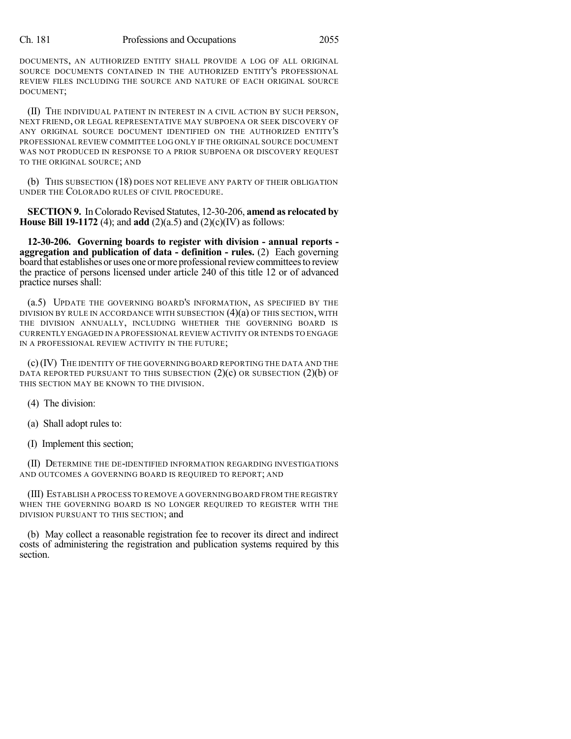DOCUMENTS, AN AUTHORIZED ENTITY SHALL PROVIDE A LOG OF ALL ORIGINAL SOURCE DOCUMENTS CONTAINED IN THE AUTHORIZED ENTITY'S PROFESSIONAL REVIEW FILES INCLUDING THE SOURCE AND NATURE OF EACH ORIGINAL SOURCE DOCUMENT;

(II) THE INDIVIDUAL PATIENT IN INTEREST IN A CIVIL ACTION BY SUCH PERSON, NEXT FRIEND, OR LEGAL REPRESENTATIVE MAY SUBPOENA OR SEEK DISCOVERY OF ANY ORIGINAL SOURCE DOCUMENT IDENTIFIED ON THE AUTHORIZED ENTITY'S PROFESSIONAL REVIEW COMMITTEE LOG ONLY IF THE ORIGINAL SOURCE DOCUMENT WAS NOT PRODUCED IN RESPONSE TO A PRIOR SUBPOENA OR DISCOVERY REQUEST TO THE ORIGINAL SOURCE; AND

(b) THIS SUBSECTION (18) DOES NOT RELIEVE ANY PARTY OF THEIR OBLIGATION UNDER THE COLORADO RULES OF CIVIL PROCEDURE.

**SECTION 9.** In Colorado Revised Statutes, 12-30-206, **amend as relocated by House Bill 19-1172** (4); and **add** (2)(a.5) and (2)(c)(IV) as follows:

**12-30-206. Governing boards to register with division - annual reports - aggregation and publication of data - definition - rules.** (2) Each governing board that establishes or uses one or more professional review committees to review the practice of persons licensed under article 240 of this title 12 or of advanced practice nurses shall:

(a.5) UPDATE THE GOVERNING BOARD'S INFORMATION, AS SPECIFIED BY THE DIVISION BY RULE IN ACCORDANCE WITH SUBSECTION (4)(a) OF THIS SECTION, WITH THE DIVISION ANNUALLY, INCLUDING WHETHER THE GOVERNING BOARD IS CURRENTLY ENGAGED IN A PROFESSIONAL REVIEW ACTIVITY OR INTENDS TO ENGAGE IN A PROFESSIONAL REVIEW ACTIVITY IN THE FUTURE;

(c) (IV) THE IDENTITY OF THE GOVERNING BOARD REPORTING THE DATA AND THE DATA REPORTED PURSUANT TO THIS SUBSECTION (2)(c) OR SUBSECTION (2)(b) OF THIS SECTION MAY BE KNOWN TO THE DIVISION.

(4) The division:

(a) Shall adopt rules to:

(I) Implement this section;

(II) DETERMINE THE DE-IDENTIFIED INFORMATION REGARDING INVESTIGATIONS AND OUTCOMES A GOVERNING BOARD IS REQUIRED TO REPORT; AND

(III) ESTABLISH A PROCESS TO REMOVE A GOVERNING BOARD FROM THE REGISTRY WHEN THE GOVERNING BOARD IS NO LONGER REQUIRED TO REGISTER WITH THE DIVISION PURSUANT TO THIS SECTION; and

(b) May collect a reasonable registration fee to recover its direct and indirect costs of administering the registration and publication systems required by this section.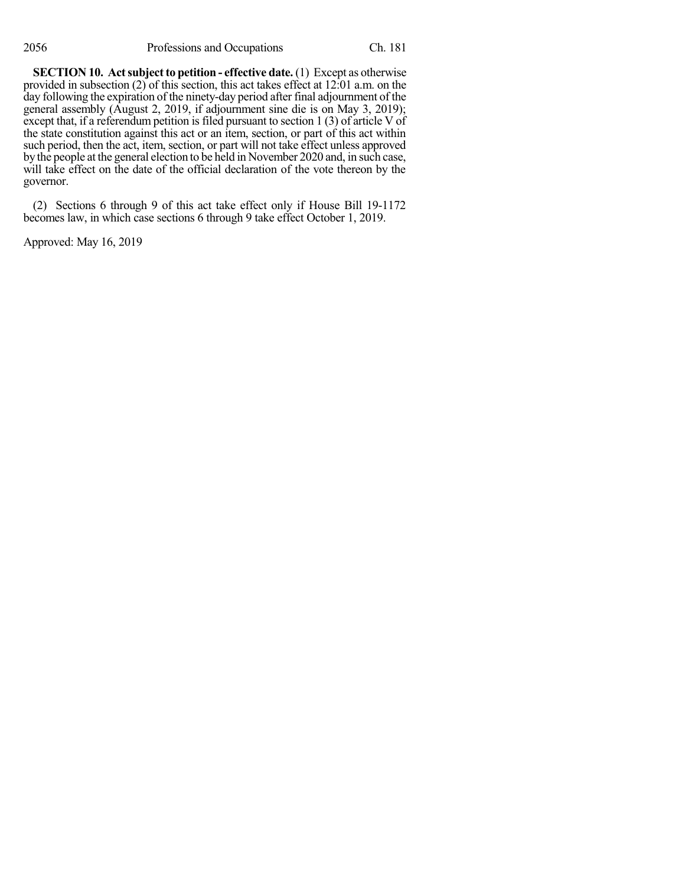**SECTION 10. Act subject to petition - effective date.** (1) Except as otherwise provided in subsection (2) of this section, this act takes effect at 12:01 a.m. on the day following the expiration of the ninety-day period after final adjournment of the general assembly (August 2, 2019, if adjournment sine die is on May 3, 2019); except that, if a referendum petition is filed pursuant to section 1 (3) of article V of the state constitution against this act or an item, section, or part of this act within such period, then the act, item, section, or part will not take effect unless approved by the people at the general election to be held in November 2020 and, in such case, will take effect on the date of the official declaration of the vote thereon by the governor.

(2) Sections 6 through 9 of this act take effect only if House Bill 19-1172 becomes law, in which case sections 6 through 9 take effect October 1, 2019.

Approved: May 16, 2019